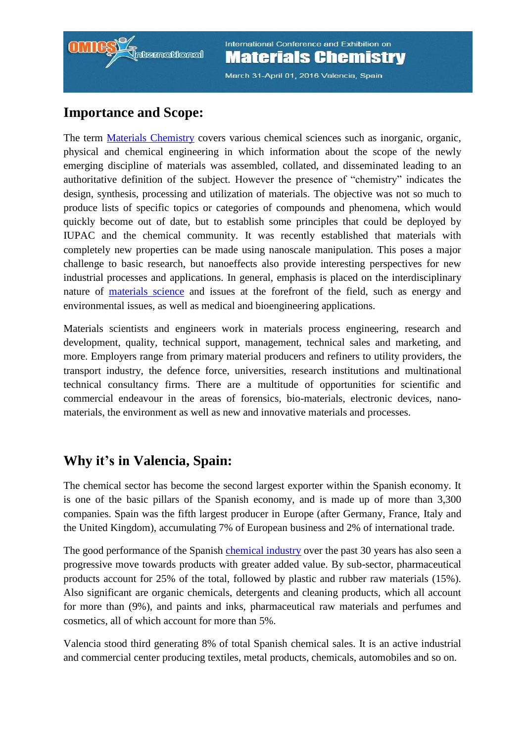International Conference and Exhibition on

# Materials Chemistry

March 31-April 01, 2016 Valencia, Spain

## Importance and Scope:

The term Materials Chemistry covers various chemical sciences such as inorganic, organic, physical and chemical engineering in which information about the scope of the newly emerging discipline of materials was assembled, collated, and disseminated leading to an authoritative definition of the subject. However the presence of "chemistry" indicates the design, synthesis, processing and utilization of materials. The objective was not so much to produce lists of specific topics or categories of compounds and phenomena, which would quickly become out of date, but to establish some principles that could be deployed by IUPAC and the chemical community. It was recently established that materials with completely new properties can be made using nanoscale manipulation. This poses a major challenge to basic research, but nanoeffects also provide interesting perspectives for new industrial processes and applications. In general, emphasis is placed on the interdisciplinary nature of materials science and issues at the forefront of the field, such as energy and environmental issues, as well as medical and bioengineering applications.

Materials scientists and engineers work in materials process engineering, research and development, quality, technical support, management, technical sales and marketing, and more. Employers range from primary material producers and refiners to utility providers, the transport industry, the defence force, universities, research institutions and multinational technical consultancy firms. There are a multitude of opportunities for scientific and commercial endeavour in the areas of forensics, bio-materials, electronic devices, nano-materials, the environment as well as new and innovative materials and processes.

## Why it's in Valencia, Spain:

The chemical sector has become the second largest exporter within the Spanish economy. It is one of the basic pillars of the Spanish economy, and is made up of more than 3,300 companies. Spain was the fifth largest producer in Europe (after Germany, France, Italy and the United Kingdom), accumulating 7% of European business and 2% of international trade.

The good performance of the Spanish chemical industry over the past 30 years has also seen a progressive move towards products with greater added value. By sub-sector, pharmaceutical products account for 25% of the total, followed by plastic and rubber raw materials (15%). Also significant are organic chemicals, detergents and cleaning products, which all account for more than (9%), and paints and inks, pharmaceutical raw materials and perfumes and cosmetics, all of which account for more than 5%.

Valencia stood third generating 8% of total Spanish chemical sales. It is an active industrial and commercial center producing textiles, metal products, chemicals, automobiles and so on.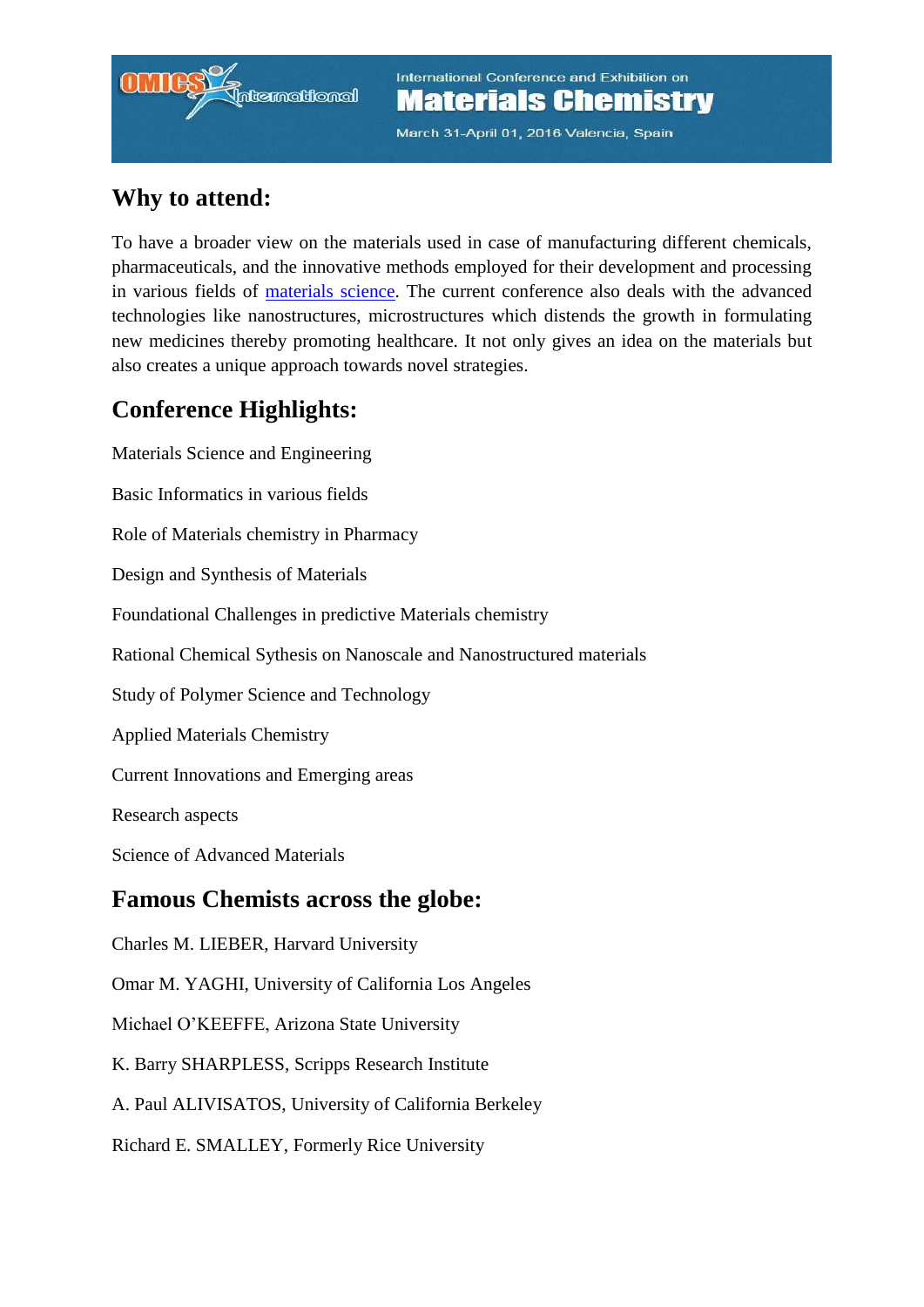## Why to attend:

To have a broader view on the materials used in case of manufacturing different chemicals, pharmaceuticals, and the innovative methods employed for their development and processing in various fields of materials science. The current conference also deals with the advanced technologies like nanostructures, microstructures which distends the growth in formulating new medicines thereby promoting healthcare. It not only gives an idea on the materials but also creates a unique approach towards novel strategies.

## Conference Highlights:

Materials Science and Engineering

Basic Informatics in various fields

Role of Materials chemistry in Pharmacy

Design and Synthesis of Materials

Foundational Challenges in predictive Materials chemistry

Rational Chemical Sythesis on Nanoscale and Nanostructured materials

Study of Polymer Science and Technology

Applied Materials Chemistry

Current Innovations and Emerging areas

Research aspects

Science of Advanced Materials

## Famous Chemists across the globe:

Charles M. LIEBER, Harvard University

Omar M. YAGHI, University of California Los Angeles

Michael O'KEEFFE, Arizona State University

K. Barry SHARPLESS, Scripps Research Institute

A. Paul ALIVISATOS, University of California Berkeley

Richard E. SMALLEY, Formerly Rice University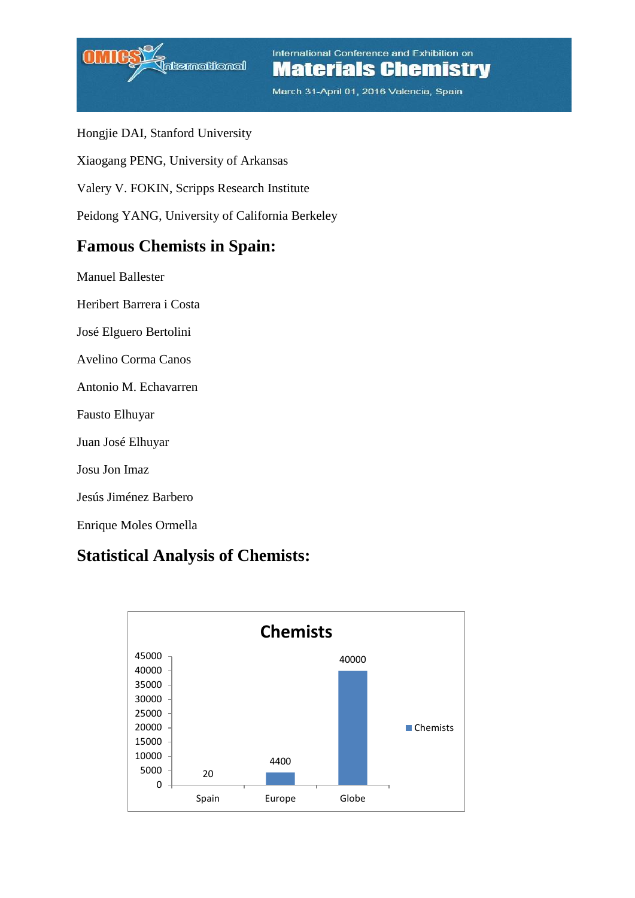Hongjie DAI, Stanford University

Xiaogang PENG, University of Arkansas

Valery V. FOKIN, Scripps Research Institute

Peidong YANG, University of California Berkeley

## Famous Chemists in Spain:

Manuel Ballester

Heribert Barrera i Costa

José Elguero Bertolini

Avelino Corma Canos

Antonio M. Echavarren

Fausto Elhuyar

Juan José Elhuyar

Josu Jon Imaz

Jesús Jiménez Barbero

Enrique Moles Ormella

## Statistical Analysis of Chemists:

**Chemists**

| | Chemists |
| --- | --- |
| Spain | 20 |
| Europe | 4400 |
| Globe | 40000 |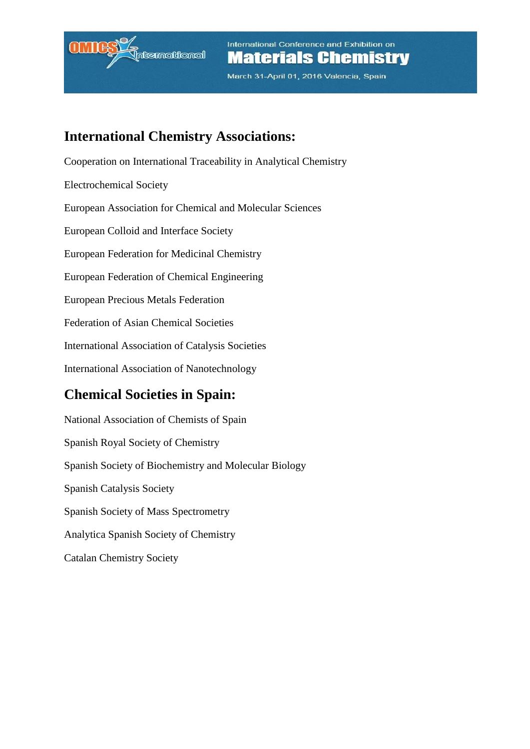## International Chemistry Associations:

Cooperation on International Traceability in Analytical Chemistry

Electrochemical Society

European Association for Chemical and Molecular Sciences

European Colloid and Interface Society

European Federation for Medicinal Chemistry

European Federation of Chemical Engineering

European Precious Metals Federation

Federation of Asian Chemical Societies

International Association of Catalysis Societies

International Association of Nanotechnology

## Chemical Societies in Spain:

National Association of Chemists of Spain

Spanish Royal Society of Chemistry

Spanish Society of Biochemistry and Molecular Biology

Spanish Catalysis Society

Spanish Society of Mass Spectrometry

Analytica Spanish Society of Chemistry

Catalan Chemistry Society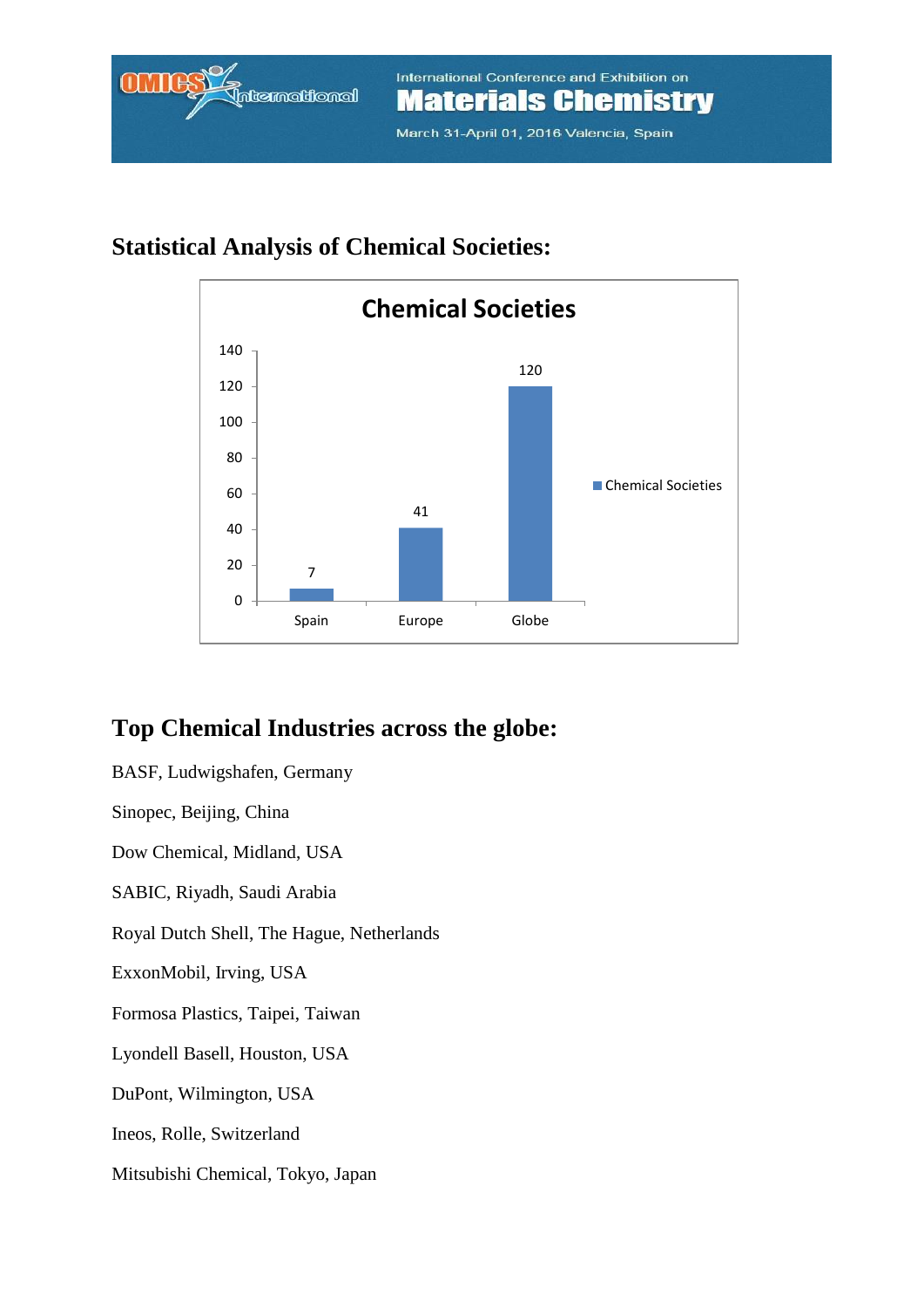## Statistical Analysis of Chemical Societies:

| | Chemical Societies |
|---|---|
| Spain | 7 |
| Europe | 41 |
| Globe | 120 |

## Top Chemical Industries across the globe:

BASF, Ludwigshafen, Germany

Sinopec, Beijing, China

Dow Chemical, Midland, USA

SABIC, Riyadh, Saudi Arabia

Royal Dutch Shell, The Hague, Netherlands

ExxonMobil, Irving, USA

Formosa Plastics, Taipei, Taiwan

Lyondell Basell, Houston, USA

DuPont, Wilmington, USA

Ineos, Rolle, Switzerland

Mitsubishi Chemical, Tokyo, Japan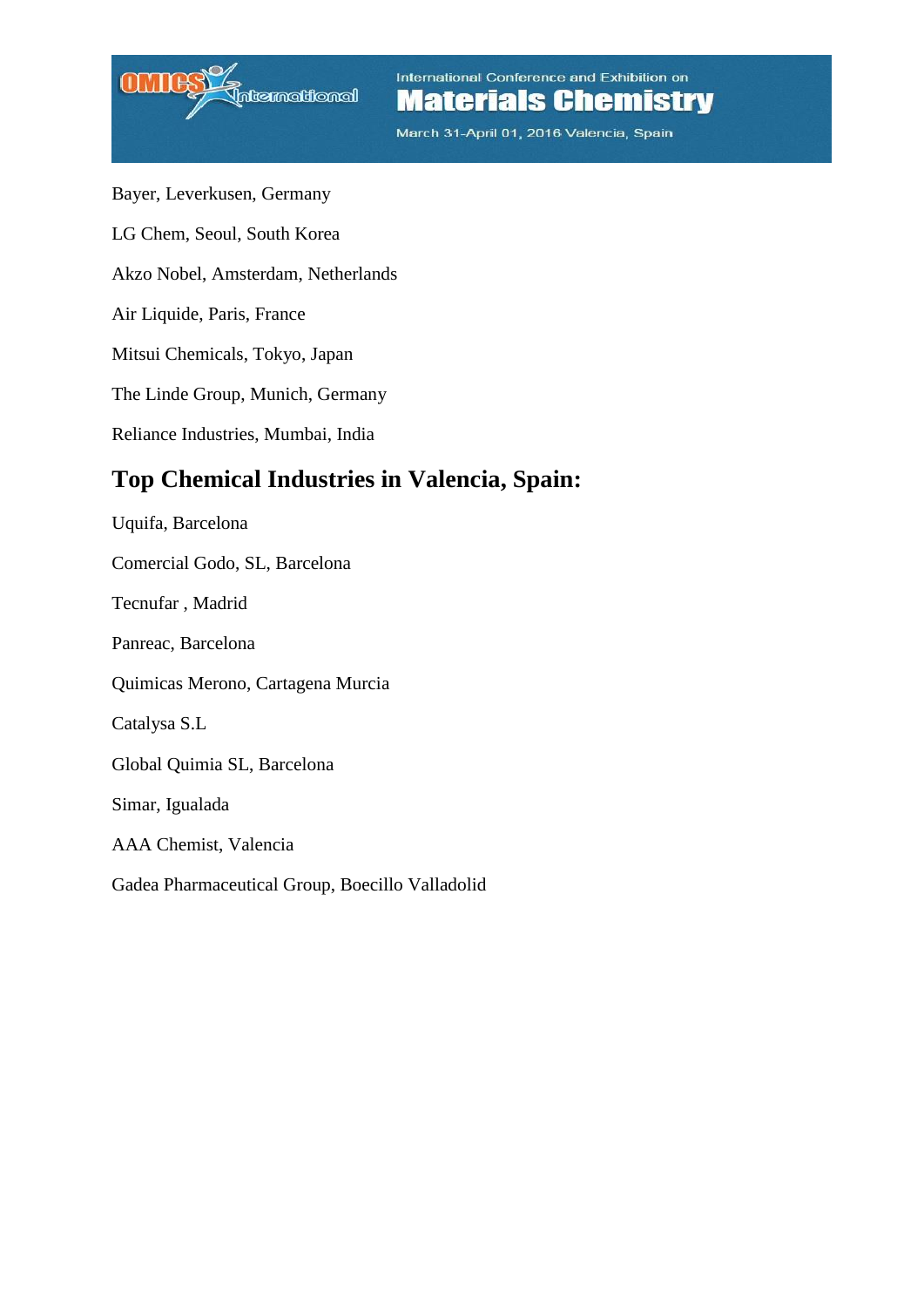Bayer, Leverkusen, Germany

LG Chem, Seoul, South Korea

Akzo Nobel, Amsterdam, Netherlands

Air Liquide, Paris, France

Mitsui Chemicals, Tokyo, Japan

The Linde Group, Munich, Germany

Reliance Industries, Mumbai, India

## Top Chemical Industries in Valencia, Spain:

Uquifa, Barcelona

Comercial Godo, SL, Barcelona

Tecnufar , Madrid

Panreac, Barcelona

Quimicas Merono, Cartagena Murcia

Catalysa S.L

Global Quimia SL, Barcelona

Simar, Igualada

AAA Chemist, Valencia

Gadea Pharmaceutical Group, Boecillo Valladolid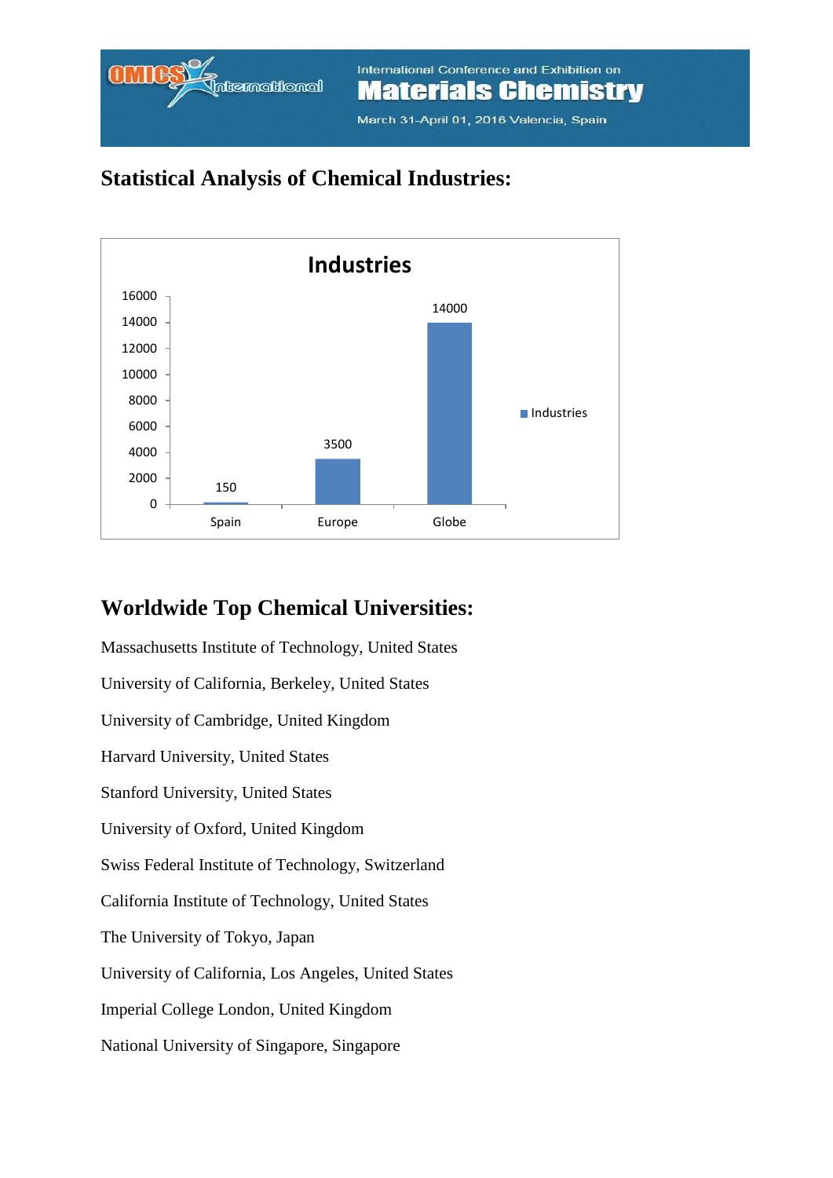## Statistical Analysis of Chemical Industries:

**Industries**

| | Industries |
|---|---|
| Spain | 150 |
| Europe | 3500 |
| Globe | 14000 |

## Worldwide Top Chemical Universities:

Massachusetts Institute of Technology, United States

University of California, Berkeley, United States

University of Cambridge, United Kingdom

Harvard University, United States

Stanford University, United States

University of Oxford, United Kingdom

Swiss Federal Institute of Technology, Switzerland

California Institute of Technology, United States

The University of Tokyo, Japan

University of California, Los Angeles, United States

Imperial College London, United Kingdom

National University of Singapore, Singapore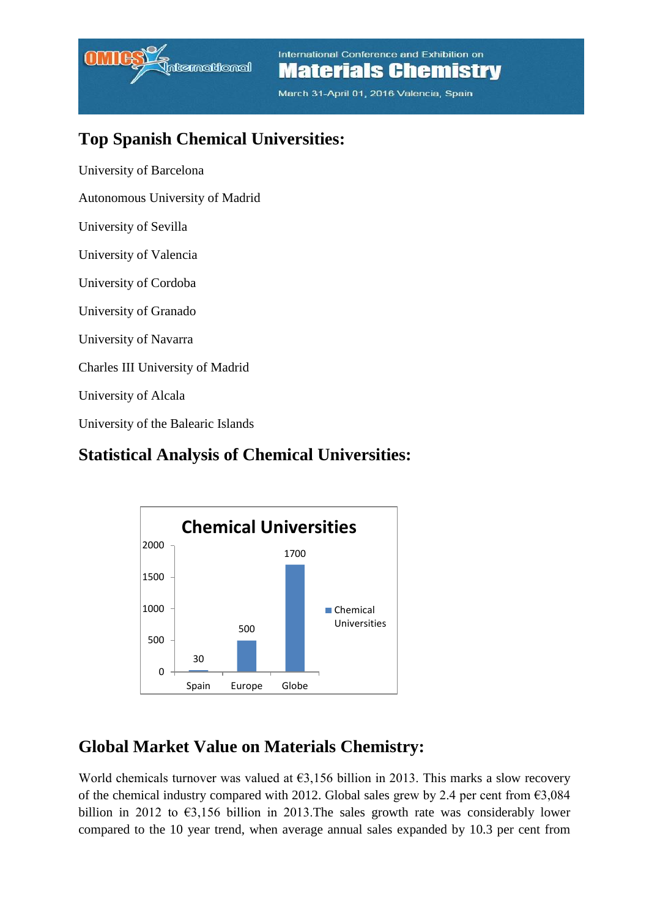## Top Spanish Chemical Universities:

University of Barcelona

Autonomous University of Madrid

University of Sevilla

University of Valencia

University of Cordoba

University of Granado

University of Navarra

Charles III University of Madrid

University of Alcala

University of the Balearic Islands

## Statistical Analysis of Chemical Universities:

**Chemical Universities**

| | Chemical Universities |
|---|---|
| Spain | 30 |
| Europe | 500 |
| Globe | 1700 |

## Global Market Value on Materials Chemistry:

World chemicals turnover was valued at €3,156 billion in 2013. This marks a slow recovery of the chemical industry compared with 2012. Global sales grew by 2.4 per cent from €3,084 billion in 2012 to €3,156 billion in 2013.The sales growth rate was considerably lower compared to the 10 year trend, when average annual sales expanded by 10.3 per cent from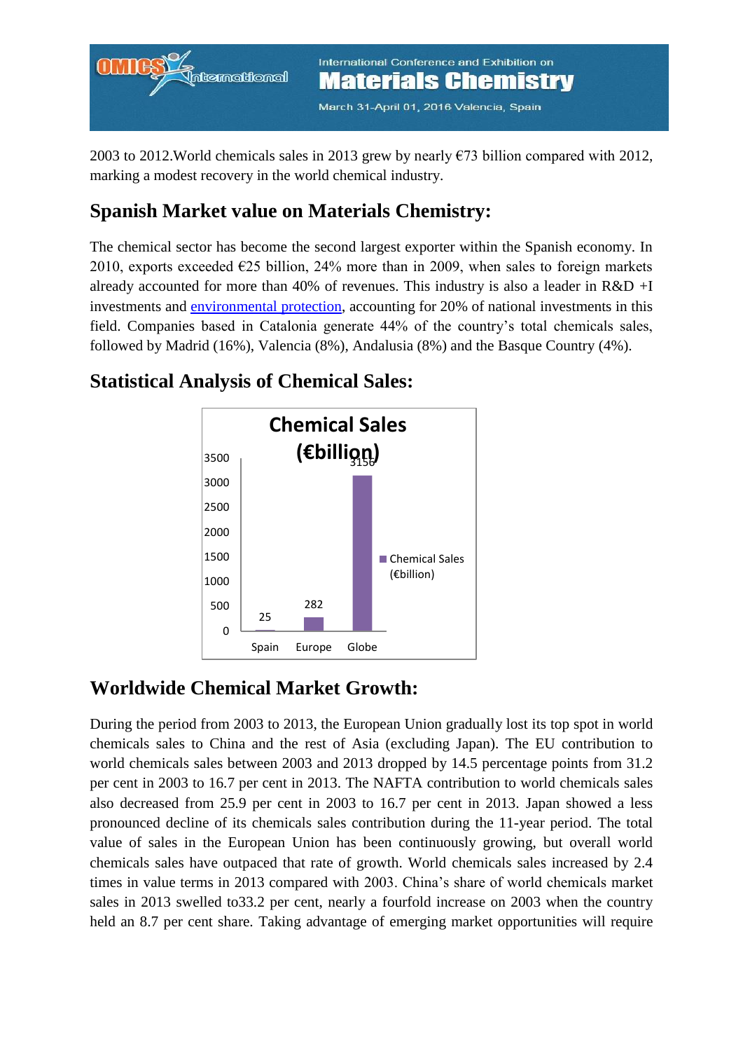2003 to 2012.World chemicals sales in 2013 grew by nearly €73 billion compared with 2012, marking a modest recovery in the world chemical industry.

## Spanish Market value on Materials Chemistry:

The chemical sector has become the second largest exporter within the Spanish economy. In 2010, exports exceeded €25 billion, 24% more than in 2009, when sales to foreign markets already accounted for more than 40% of revenues. This industry is also a leader in R&D +I investments and environmental protection, accounting for 20% of national investments in this field. Companies based in Catalonia generate 44% of the country's total chemicals sales, followed by Madrid (16%), Valencia (8%), Andalusia (8%) and the Basque Country (4%).

## Statistical Analysis of Chemical Sales:

**Chemical Sales (€billion)**

| | Chemical Sales (€billion) |
|---|---|
| Spain | 25 |
| Europe | 282 |
| Globe | 3156 |

## Worldwide Chemical Market Growth:

During the period from 2003 to 2013, the European Union gradually lost its top spot in world chemicals sales to China and the rest of Asia (excluding Japan). The EU contribution to world chemicals sales between 2003 and 2013 dropped by 14.5 percentage points from 31.2 per cent in 2003 to 16.7 per cent in 2013. The NAFTA contribution to world chemicals sales also decreased from 25.9 per cent in 2003 to 16.7 per cent in 2013. Japan showed a less pronounced decline of its chemicals sales contribution during the 11-year period. The total value of sales in the European Union has been continuously growing, but overall world chemicals sales have outpaced that rate of growth. World chemicals sales increased by 2.4 times in value terms in 2013 compared with 2003. China's share of world chemicals market sales in 2013 swelled to33.2 per cent, nearly a fourfold increase on 2003 when the country held an 8.7 per cent share. Taking advantage of emerging market opportunities will require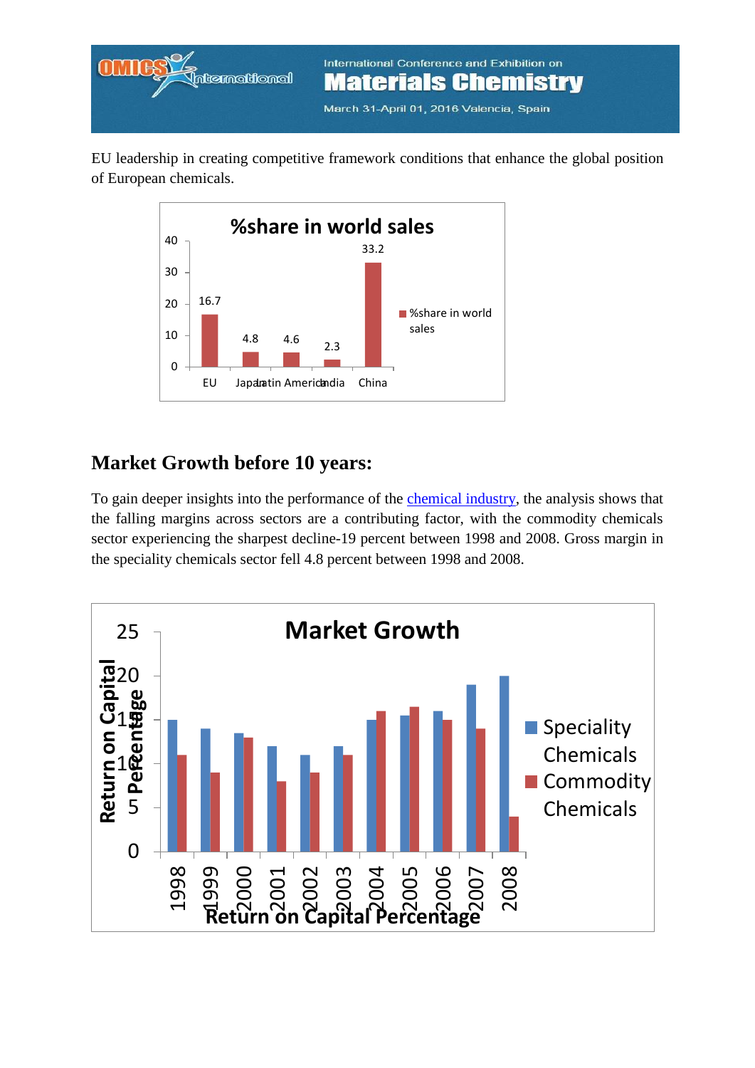EU leadership in creating competitive framework conditions that enhance the global position of European chemicals.

%share in world sales

| | %share in world sales |
|---|---|
| EU | 16.7 |
| Japan | 4.8 |
| Latin America | 4.6 |
| India | 2.3 |
| China | 33.2 |

## Market Growth before 10 years:

To gain deeper insights into the performance of the chemical industry, the analysis shows that the falling margins across sectors are a contributing factor, with the commodity chemicals sector experiencing the sharpest decline-19 percent between 1998 and 2008. Gross margin in the speciality chemicals sector fell 4.8 percent between 1998 and 2008.

Market Growth

Return on Capital Percentage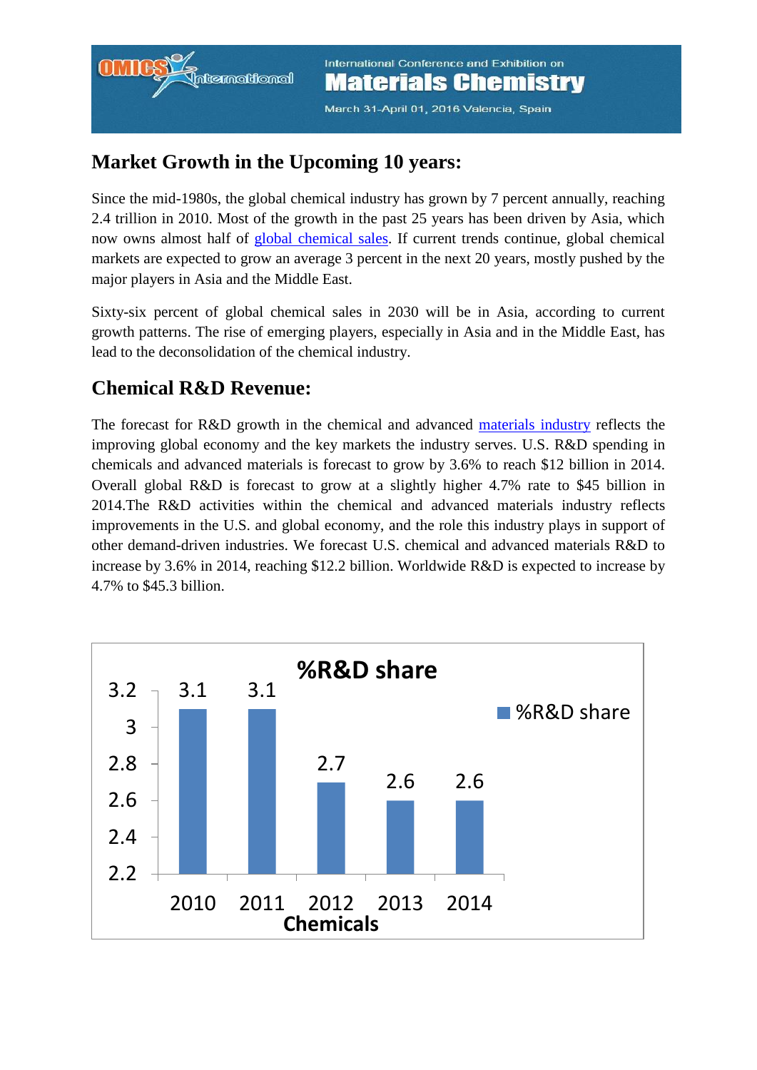## Market Growth in the Upcoming 10 years:

Since the mid-1980s, the global chemical industry has grown by 7 percent annually, reaching 2.4 trillion in 2010. Most of the growth in the past 25 years has been driven by Asia, which now owns almost half of global chemical sales. If current trends continue, global chemical markets are expected to grow an average 3 percent in the next 20 years, mostly pushed by the major players in Asia and the Middle East.

Sixty-six percent of global chemical sales in 2030 will be in Asia, according to current growth patterns. The rise of emerging players, especially in Asia and in the Middle East, has lead to the deconsolidation of the chemical industry.

## Chemical R&D Revenue:

The forecast for R&D growth in the chemical and advanced materials industry reflects the improving global economy and the key markets the industry serves. U.S. R&D spending in chemicals and advanced materials is forecast to grow by 3.6% to reach $12 billion in 2014. Overall global R&D is forecast to grow at a slightly higher 4.7% rate to $45 billion in 2014.The R&D activities within the chemical and advanced materials industry reflects improvements in the U.S. and global economy, and the role this industry plays in support of other demand-driven industries. We forecast U.S. chemical and advanced materials R&D to increase by 3.6% in 2014, reaching $12.2 billion. Worldwide R&D is expected to increase by 4.7% to $45.3 billion.

%R&D share

3.2
3
2.8
2.6
2.4
2.2

3.1 3.1 2.7 2.6 2.6

2010 2011 2012 2013 2014

Chemicals

%R&D share